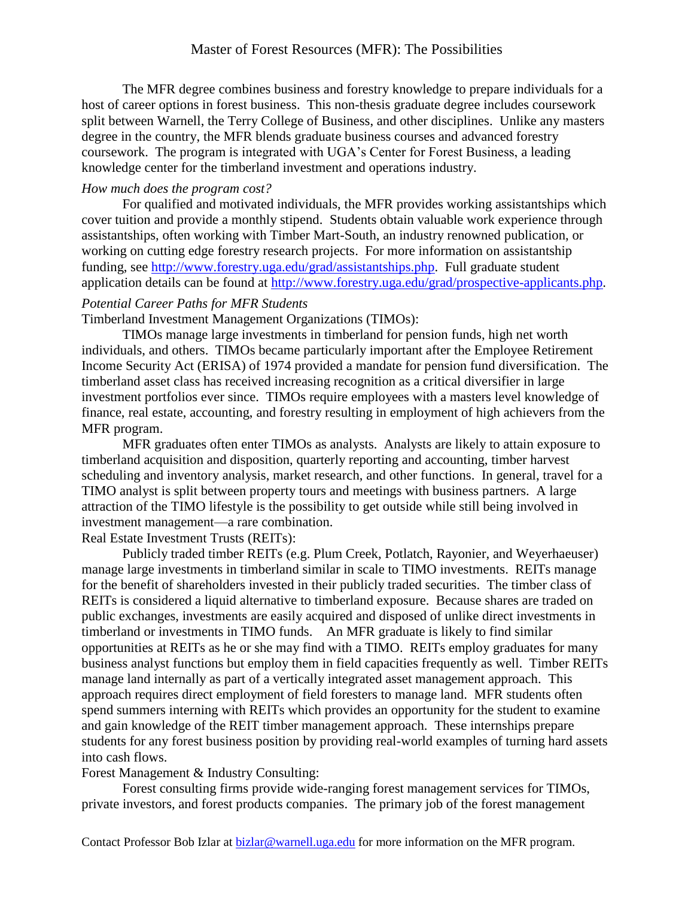# Master of Forest Resources (MFR): The Possibilities

The MFR degree combines business and forestry knowledge to prepare individuals for a host of career options in forest business. This non-thesis graduate degree includes coursework split between Warnell, the Terry College of Business, and other disciplines. Unlike any masters degree in the country, the MFR blends graduate business courses and advanced forestry coursework. The program is integrated with UGA's Center for Forest Business, a leading knowledge center for the timberland investment and operations industry.

*How much does the program cost?*

For qualified and motivated individuals, the MFR provides working assistantships which cover tuition and provide a monthly stipend. Students obtain valuable work experience through assistantships, often working with Timber Mart-South, an industry renowned publication, or working on cutting edge forestry research projects. For more information on assistantship funding, see http://www.forestry.uga.edu/grad/assistantships.php. Full graduate student application details can be found at http://www.forestry.uga.edu/grad/prospective-applicants.php.

*Potential Career Paths for MFR Students*

Timberland Investment Management Organizations (TIMOs):

TIMOs manage large investments in timberland for pension funds, high net worth individuals, and others. TIMOs became particularly important after the Employee Retirement Income Security Act (ERISA) of 1974 provided a mandate for pension fund diversification. The timberland asset class has received increasing recognition as a critical diversifier in large investment portfolios ever since. TIMOs require employees with a masters level knowledge of finance, real estate, accounting, and forestry resulting in employment of high achievers from the MFR program.

MFR graduates often enter TIMOs as analysts. Analysts are likely to attain exposure to timberland acquisition and disposition, quarterly reporting and accounting, timber harvest scheduling and inventory analysis, market research, and other functions. In general, travel for a TIMO analyst is split between property tours and meetings with business partners. A large attraction of the TIMO lifestyle is the possibility to get outside while still being involved in investment management—a rare combination.

Real Estate Investment Trusts (REITs):

Publicly traded timber REITs (e.g. Plum Creek, Potlatch, Rayonier, and Weyerhaeuser) manage large investments in timberland similar in scale to TIMO investments. REITs manage for the benefit of shareholders invested in their publicly traded securities. The timber class of REITs is considered a liquid alternative to timberland exposure. Because shares are traded on public exchanges, investments are easily acquired and disposed of unlike direct investments in timberland or investments in TIMO funds. An MFR graduate is likely to find similar opportunities at REITs as he or she may find with a TIMO. REITs employ graduates for many business analyst functions but employ them in field capacities frequently as well. Timber REITs manage land internally as part of a vertically integrated asset management approach. This approach requires direct employment of field foresters to manage land. MFR students often spend summers interning with REITs which provides an opportunity for the student to examine and gain knowledge of the REIT timber management approach. These internships prepare students for any forest business position by providing real-world examples of turning hard assets into cash flows.

Forest Management & Industry Consulting:

Forest consulting firms provide wide-ranging forest management services for TIMOs, private investors, and forest products companies. The primary job of the forest management

Contact Professor Bob Izlar at bizlar@warnell.uga.edu for more information on the MFR program.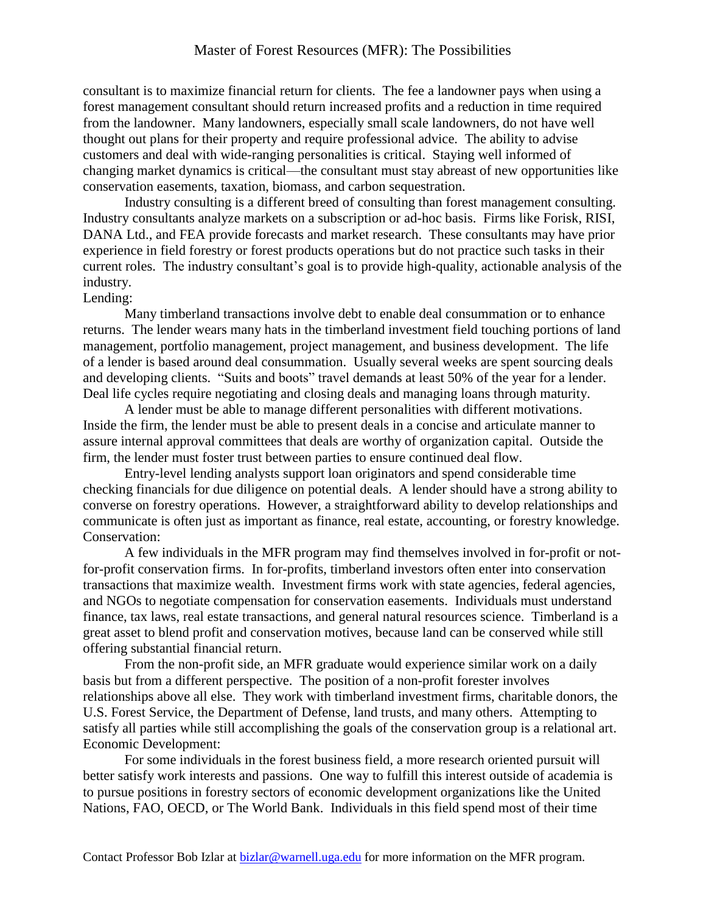consultant is to maximize financial return for clients. The fee a landowner pays when using a forest management consultant should return increased profits and a reduction in time required from the landowner. Many landowners, especially small scale landowners, do not have well thought out plans for their property and require professional advice. The ability to advise customers and deal with wide-ranging personalities is critical. Staying well informed of changing market dynamics is critical—the consultant must stay abreast of new opportunities like conservation easements, taxation, biomass, and carbon sequestration.

Industry consulting is a different breed of consulting than forest management consulting. Industry consultants analyze markets on a subscription or ad-hoc basis. Firms like Forisk, RISI, DANA Ltd., and FEA provide forecasts and market research. These consultants may have prior experience in field forestry or forest products operations but do not practice such tasks in their current roles. The industry consultant's goal is to provide high-quality, actionable analysis of the industry.

Lending:

Many timberland transactions involve debt to enable deal consummation or to enhance returns. The lender wears many hats in the timberland investment field touching portions of land management, portfolio management, project management, and business development. The life of a lender is based around deal consummation. Usually several weeks are spent sourcing deals and developing clients. "Suits and boots" travel demands at least 50% of the year for a lender. Deal life cycles require negotiating and closing deals and managing loans through maturity.

A lender must be able to manage different personalities with different motivations. Inside the firm, the lender must be able to present deals in a concise and articulate manner to assure internal approval committees that deals are worthy of organization capital. Outside the firm, the lender must foster trust between parties to ensure continued deal flow.

Entry-level lending analysts support loan originators and spend considerable time checking financials for due diligence on potential deals. A lender should have a strong ability to converse on forestry operations. However, a straightforward ability to develop relationships and communicate is often just as important as finance, real estate, accounting, or forestry knowledge.

Conservation:

A few individuals in the MFR program may find themselves involved in for-profit or not-for-profit conservation firms. In for-profits, timberland investors often enter into conservation transactions that maximize wealth. Investment firms work with state agencies, federal agencies, and NGOs to negotiate compensation for conservation easements. Individuals must understand finance, tax laws, real estate transactions, and general natural resources science. Timberland is a great asset to blend profit and conservation motives, because land can be conserved while still offering substantial financial return.

From the non-profit side, an MFR graduate would experience similar work on a daily basis but from a different perspective. The position of a non-profit forester involves relationships above all else. They work with timberland investment firms, charitable donors, the U.S. Forest Service, the Department of Defense, land trusts, and many others. Attempting to satisfy all parties while still accomplishing the goals of the conservation group is a relational art.

Economic Development:

For some individuals in the forest business field, a more research oriented pursuit will better satisfy work interests and passions. One way to fulfill this interest outside of academia is to pursue positions in forestry sectors of economic development organizations like the United Nations, FAO, OECD, or The World Bank. Individuals in this field spend most of their time

Contact Professor Bob Izlar at [bizlar@warnell.uga.edu](mailto:bizlar@warnell.uga.edu) for more information on the MFR program.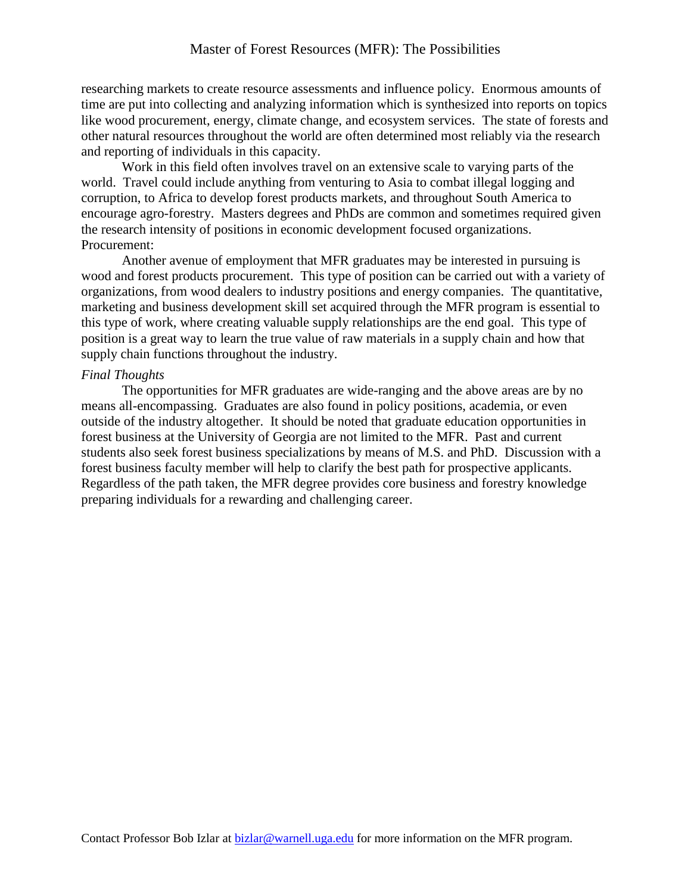researching markets to create resource assessments and influence policy. Enormous amounts of time are put into collecting and analyzing information which is synthesized into reports on topics like wood procurement, energy, climate change, and ecosystem services. The state of forests and other natural resources throughout the world are often determined most reliably via the research and reporting of individuals in this capacity.

Work in this field often involves travel on an extensive scale to varying parts of the world. Travel could include anything from venturing to Asia to combat illegal logging and corruption, to Africa to develop forest products markets, and throughout South America to encourage agro-forestry. Masters degrees and PhDs are common and sometimes required given the research intensity of positions in economic development focused organizations.

Procurement:

Another avenue of employment that MFR graduates may be interested in pursuing is wood and forest products procurement. This type of position can be carried out with a variety of organizations, from wood dealers to industry positions and energy companies. The quantitative, marketing and business development skill set acquired through the MFR program is essential to this type of work, where creating valuable supply relationships are the end goal. This type of position is a great way to learn the true value of raw materials in a supply chain and how that supply chain functions throughout the industry.

*Final Thoughts*

The opportunities for MFR graduates are wide-ranging and the above areas are by no means all-encompassing. Graduates are also found in policy positions, academia, or even outside of the industry altogether. It should be noted that graduate education opportunities in forest business at the University of Georgia are not limited to the MFR. Past and current students also seek forest business specializations by means of M.S. and PhD. Discussion with a forest business faculty member will help to clarify the best path for prospective applicants. Regardless of the path taken, the MFR degree provides core business and forestry knowledge preparing individuals for a rewarding and challenging career.

Contact Professor Bob Izlar at [bizlar@warnell.uga.edu](mailto:bizlar@warnell.uga.edu) for more information on the MFR program.